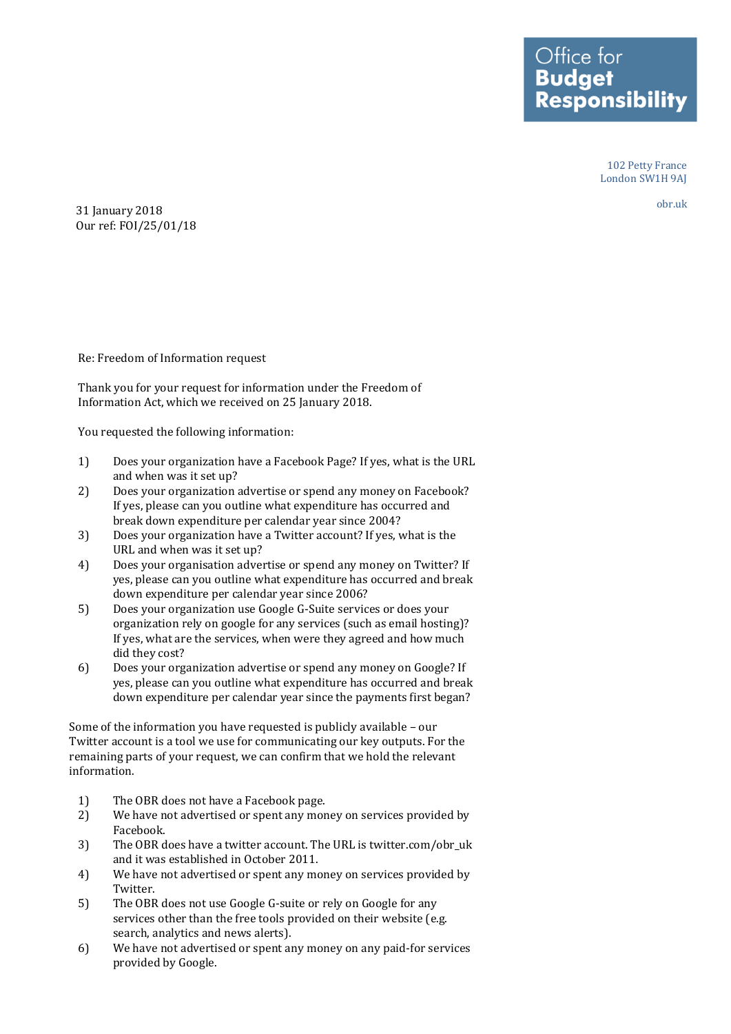**Office for Budget Responsibility**

102 Petty France
London SW1H 9AJ

obr.uk

31 January 2018
Our ref: FOI/25/01/18

Re: Freedom of Information request

Thank you for your request for information under the Freedom of Information Act, which we received on 25 January 2018.

You requested the following information:

1) Does your organization have a Facebook Page? If yes, what is the URL and when was it set up?
2) Does your organization advertise or spend any money on Facebook? If yes, please can you outline what expenditure has occurred and break down expenditure per calendar year since 2004?
3) Does your organization have a Twitter account? If yes, what is the URL and when was it set up?
4) Does your organisation advertise or spend any money on Twitter? If yes, please can you outline what expenditure has occurred and break down expenditure per calendar year since 2006?
5) Does your organization use Google G-Suite services or does your organization rely on google for any services (such as email hosting)? If yes, what are the services, when were they agreed and how much did they cost?
6) Does your organization advertise or spend any money on Google? If yes, please can you outline what expenditure has occurred and break down expenditure per calendar year since the payments first began?

Some of the information you have requested is publicly available – our Twitter account is a tool we use for communicating our key outputs. For the remaining parts of your request, we can confirm that we hold the relevant information.

1) The OBR does not have a Facebook page.
2) We have not advertised or spent any money on services provided by Facebook.
3) The OBR does have a twitter account. The URL is twitter.com/obr_uk and it was established in October 2011.
4) We have not advertised or spent any money on services provided by Twitter.
5) The OBR does not use Google G-suite or rely on Google for any services other than the free tools provided on their website (e.g. search, analytics and news alerts).
6) We have not advertised or spent any money on any paid-for services provided by Google.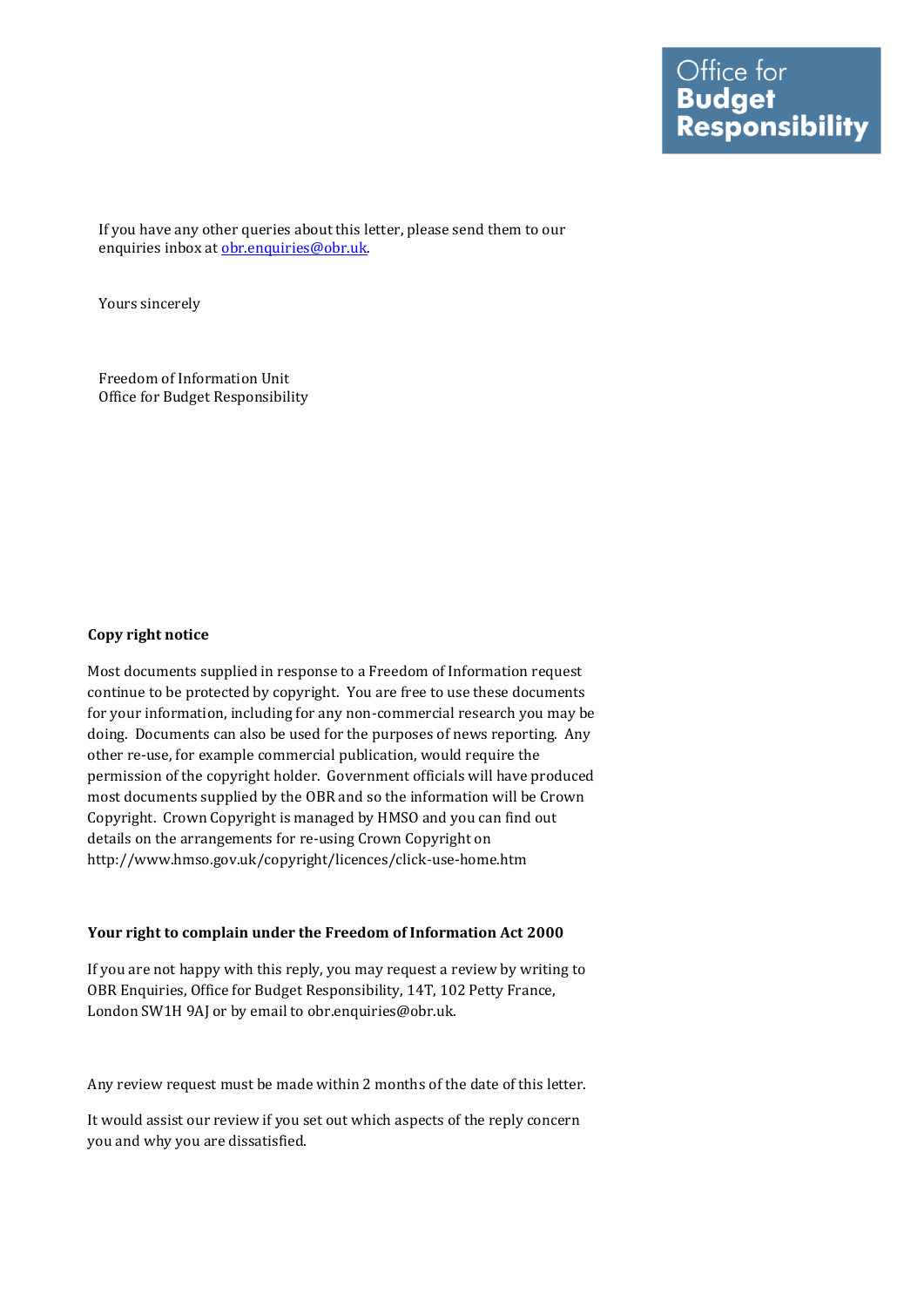If you have any other queries about this letter, please send them to our enquiries inbox at obr.enquiries@obr.uk.

Yours sincerely

Freedom of Information Unit
Office for Budget Responsibility

**Copy right notice**

Most documents supplied in response to a Freedom of Information request continue to be protected by copyright. You are free to use these documents for your information, including for any non-commercial research you may be doing. Documents can also be used for the purposes of news reporting. Any other re-use, for example commercial publication, would require the permission of the copyright holder. Government officials will have produced most documents supplied by the OBR and so the information will be Crown Copyright. Crown Copyright is managed by HMSO and you can find out details on the arrangements for re-using Crown Copyright on http://www.hmso.gov.uk/copyright/licences/click-use-home.htm

**Your right to complain under the Freedom of Information Act 2000**

If you are not happy with this reply, you may request a review by writing to OBR Enquiries, Office for Budget Responsibility, 14T, 102 Petty France, London SW1H 9AJ or by email to obr.enquiries@obr.uk.

Any review request must be made within 2 months of the date of this letter.

It would assist our review if you set out which aspects of the reply concern you and why you are dissatisfied.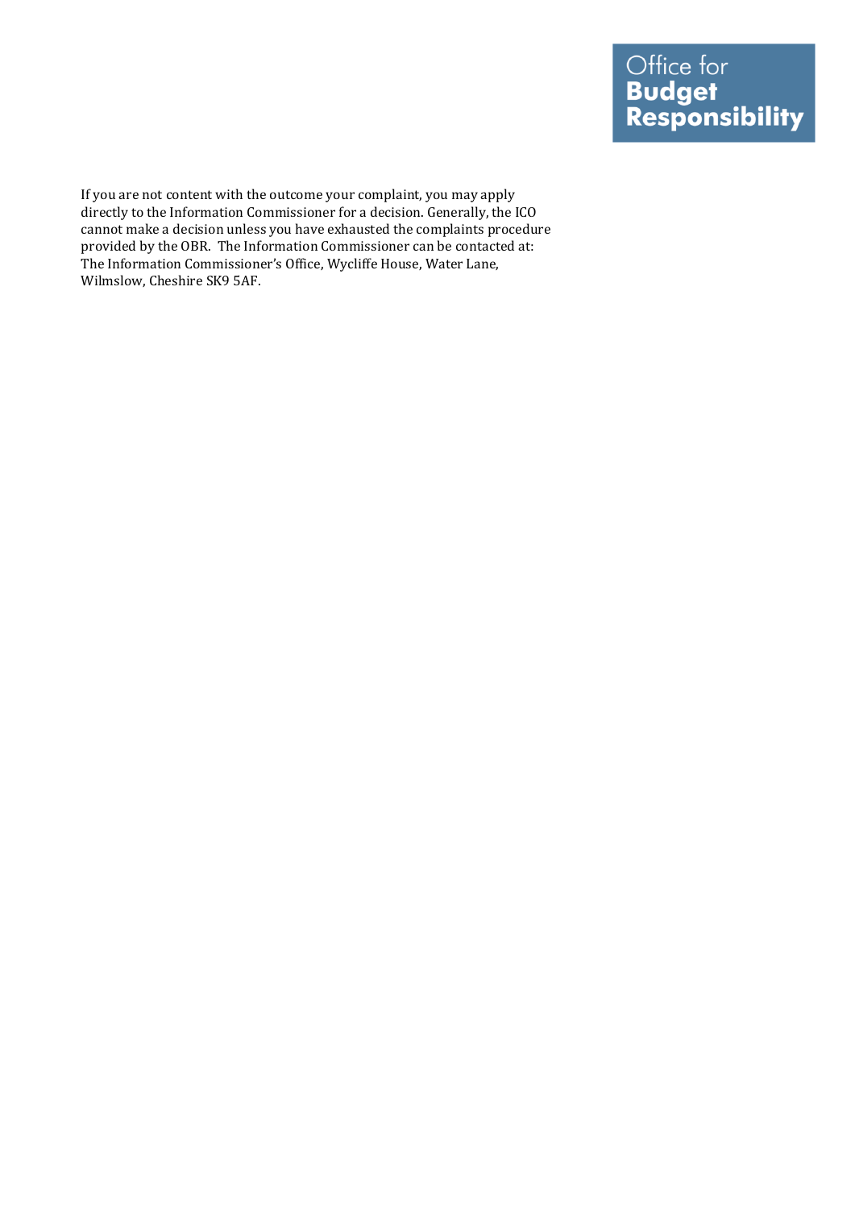If you are not content with the outcome your complaint, you may apply directly to the Information Commissioner for a decision. Generally, the ICO cannot make a decision unless you have exhausted the complaints procedure provided by the OBR. The Information Commissioner can be contacted at: The Information Commissioner's Office, Wycliffe House, Water Lane, Wilmslow, Cheshire SK9 5AF.